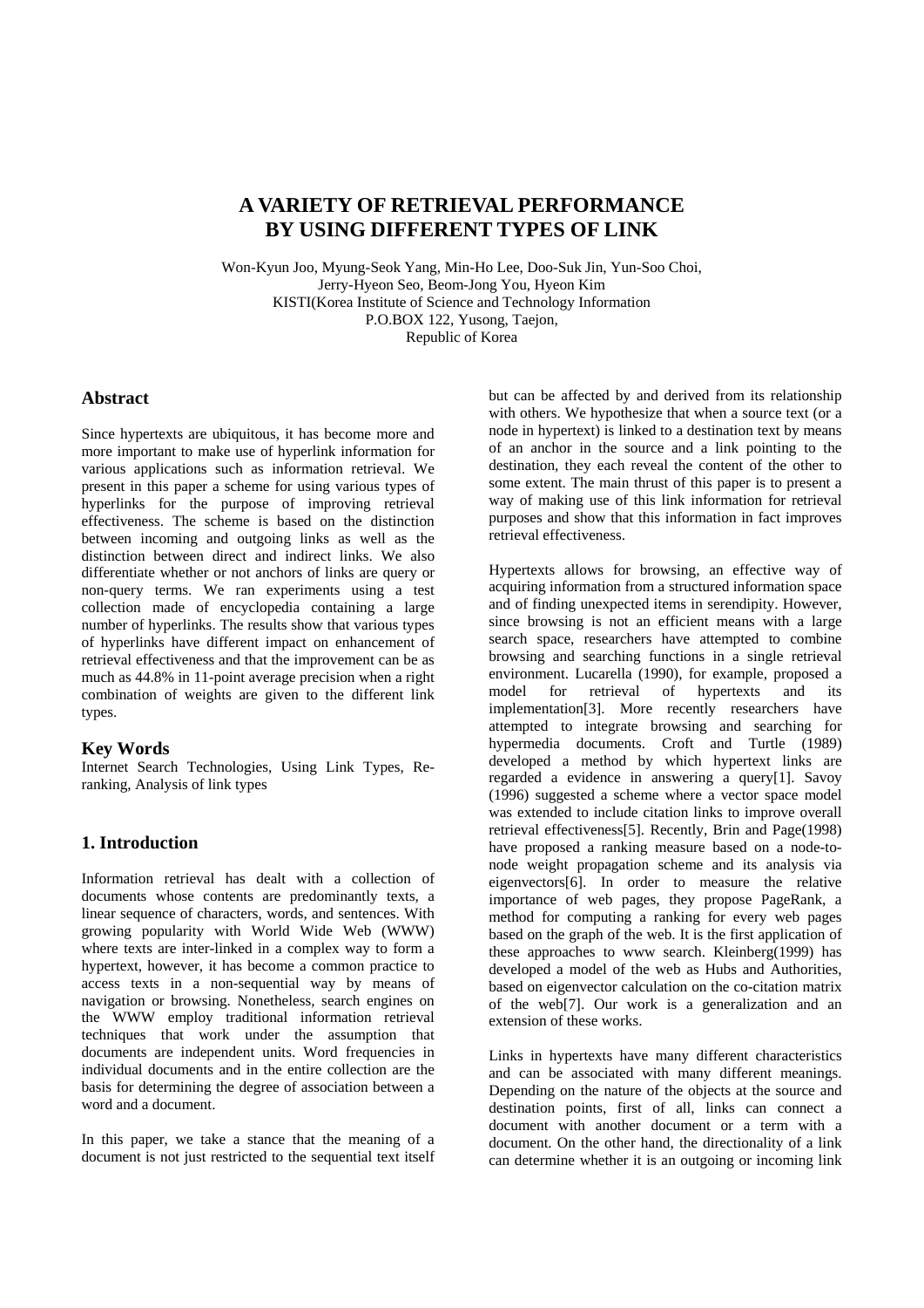# A VARIETY OF RETRIEVAL PERFORMANCE BY USING DIFFERENT TYPES OF LINK

Won-Kyun Joo, Myung-Seok Yang, Min-Ho Lee, Doo-Suk Jin, Yun-Soo Choi,
Jerry-Hyeon Seo, Beom-Jong You, Hyeon Kim
KISTI(Korea Institute of Science and Technology Information
P.O.BOX 122, Yusong, Taejon,
Republic of Korea

## Abstract

Since hypertexts are ubiquitous, it has become more and more important to make use of hyperlink information for various applications such as information retrieval. We present in this paper a scheme for using various types of hyperlinks for the purpose of improving retrieval effectiveness. The scheme is based on the distinction between incoming and outgoing links as well as the distinction between direct and indirect links. We also differentiate whether or not anchors of links are query or non-query terms. We ran experiments using a test collection made of encyclopedia containing a large number of hyperlinks. The results show that various types of hyperlinks have different impact on enhancement of retrieval effectiveness and that the improvement can be as much as 44.8% in 11-point average precision when a right combination of weights are given to the different link types.

## Key Words

Internet Search Technologies, Using Link Types, Re-ranking, Analysis of link types

## 1. Introduction

Information retrieval has dealt with a collection of documents whose contents are predominantly texts, a linear sequence of characters, words, and sentences. With growing popularity with World Wide Web (WWW) where texts are inter-linked in a complex way to form a hypertext, however, it has become a common practice to access texts in a non-sequential way by means of navigation or browsing. Nonetheless, search engines on the WWW employ traditional information retrieval techniques that work under the assumption that documents are independent units. Word frequencies in individual documents and in the entire collection are the basis for determining the degree of association between a word and a document.

In this paper, we take a stance that the meaning of a document is not just restricted to the sequential text itself but can be affected by and derived from its relationship with others. We hypothesize that when a source text (or a node in hypertext) is linked to a destination text by means of an anchor in the source and a link pointing to the destination, they each reveal the content of the other to some extent. The main thrust of this paper is to present a way of making use of this link information for retrieval purposes and show that this information in fact improves retrieval effectiveness.

Hypertexts allows for browsing, an effective way of acquiring information from a structured information space and of finding unexpected items in serendipity. However, since browsing is not an efficient means with a large search space, researchers have attempted to combine browsing and searching functions in a single retrieval environment. Lucarella (1990), for example, proposed a model for retrieval of hypertexts and its implementation[3]. More recently researchers have attempted to integrate browsing and searching for hypermedia documents. Croft and Turtle (1989) developed a method by which hypertext links are regarded a evidence in answering a query[1]. Savoy (1996) suggested a scheme where a vector space model was extended to include citation links to improve overall retrieval effectiveness[5]. Recently, Brin and Page(1998) have proposed a ranking measure based on a node-to-node weight propagation scheme and its analysis via eigenvectors[6]. In order to measure the relative importance of web pages, they propose PageRank, a method for computing a ranking for every web pages based on the graph of the web. It is the first application of these approaches to www search. Kleinberg(1999) has developed a model of the web as Hubs and Authorities, based on eigenvector calculation on the co-citation matrix of the web[7]. Our work is a generalization and an extension of these works.

Links in hypertexts have many different characteristics and can be associated with many different meanings. Depending on the nature of the objects at the source and destination points, first of all, links can connect a document with another document or a term with a document. On the other hand, the directionality of a link can determine whether it is an outgoing or incoming link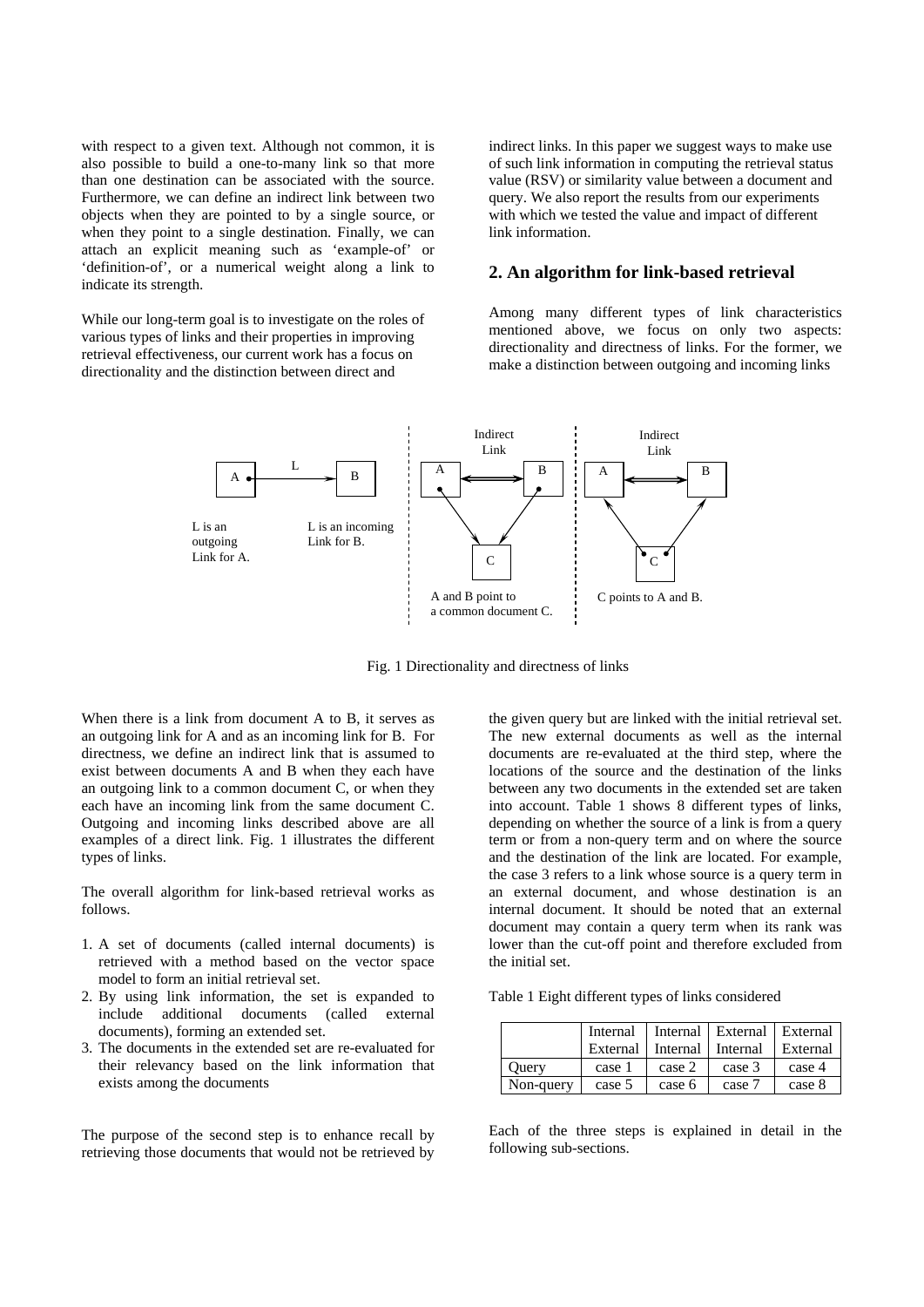with respect to a given text. Although not common, it is also possible to build a one-to-many link so that more than one destination can be associated with the source. Furthermore, we can define an indirect link between two objects when they are pointed to by a single source, or when they point to a single destination. Finally, we can attach an explicit meaning such as 'example-of' or 'definition-of', or a numerical weight along a link to indicate its strength.

While our long-term goal is to investigate on the roles of various types of links and their properties in improving retrieval effectiveness, our current work has a focus on directionality and the distinction between direct and indirect links. In this paper we suggest ways to make use of such link information in computing the retrieval status value (RSV) or similarity value between a document and query. We also report the results from our experiments with which we tested the value and impact of different link information.

## 2. An algorithm for link-based retrieval

Among many different types of link characteristics mentioned above, we focus on only two aspects: directionality and directness of links. For the former, we make a distinction between outgoing and incoming links

Fig. 1 Directionality and directness of links

When there is a link from document A to B, it serves as an outgoing link for A and as an incoming link for B. For directness, we define an indirect link that is assumed to exist between documents A and B when they each have an outgoing link to a common document C, or when they each have an incoming link from the same document C. Outgoing and incoming links described above are all examples of a direct link. Fig. 1 illustrates the different types of links.

The overall algorithm for link-based retrieval works as follows.

1. A set of documents (called internal documents) is retrieved with a method based on the vector space model to form an initial retrieval set.
2. By using link information, the set is expanded to include additional documents (called external documents), forming an extended set.
3. The documents in the extended set are re-evaluated for their relevancy based on the link information that exists among the documents

The purpose of the second step is to enhance recall by retrieving those documents that would not be retrieved by the given query but are linked with the initial retrieval set. The new external documents as well as the internal documents are re-evaluated at the third step, where the locations of the source and the destination of the links between any two documents in the extended set are taken into account. Table 1 shows 8 different types of links, depending on whether the source of a link is from a query term or from a non-query term and on where the source and the destination of the link are located. For example, the case 3 refers to a link whose source is a query term in an external document, and whose destination is an internal document. It should be noted that an external document may contain a query term when its rank was lower than the cut-off point and therefore excluded from the initial set.

Table 1 Eight different types of links considered

| | Internal External | Internal Internal | External Internal | External External |
|---|---|---|---|---|
| Query | case 1 | case 2 | case 3 | case 4 |
| Non-query | case 5 | case 6 | case 7 | case 8 |

Each of the three steps is explained in detail in the following sub-sections.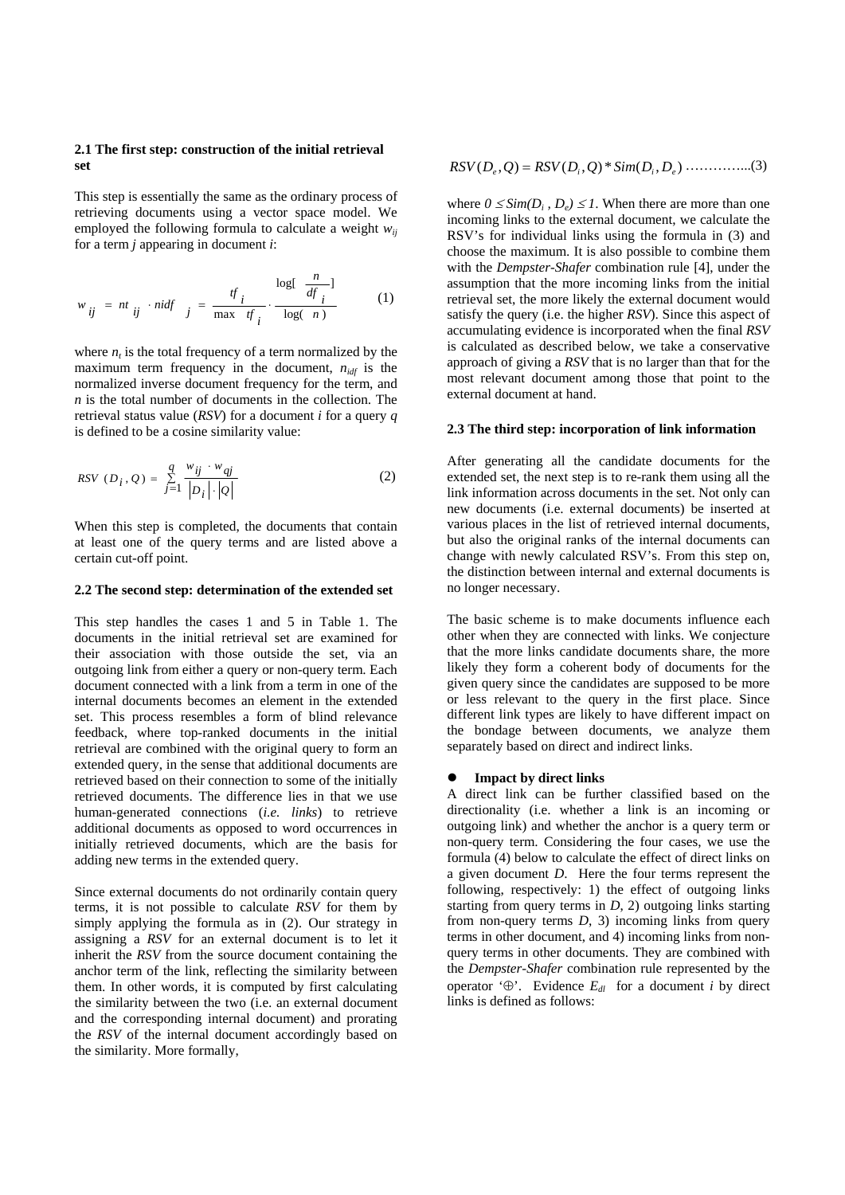### 2.1 The first step: construction of the initial retrieval set

This step is essentially the same as the ordinary process of retrieving documents using a vector space model. We employed the following formula to calculate a weight $w_{ij}$ for a term $j$ appearing in document $i$:

$$w_{ij} = nt_{ij} \cdot nidf_j = \frac{tf_i}{\max tf_i} \cdot \frac{\log[\frac{n}{df_i}]}{\log(n)} \qquad (1)$$

where $n_t$ is the total frequency of a term normalized by the maximum term frequency in the document, $n_{idf}$ is the normalized inverse document frequency for the term, and $n$ is the total number of documents in the collection. The retrieval status value (*RSV*) for a document $i$ for a query $q$ is defined to be a cosine similarity value:

$$RSV(D_i, Q) = \sum_{j=1}^{q} \frac{w_{ij} \cdot w_{qj}}{|D_i| \cdot |Q|} \qquad (2)$$

When this step is completed, the documents that contain at least one of the query terms and are listed above a certain cut-off point.

### 2.2 The second step: determination of the extended set

This step handles the cases 1 and 5 in Table 1. The documents in the initial retrieval set are examined for their association with those outside the set, via an outgoing link from either a query or non-query term. Each document connected with a link from a term in one of the internal documents becomes an element in the extended set. This process resembles a form of blind relevance feedback, where top-ranked documents in the initial retrieval are combined with the original query to form an extended query, in the sense that additional documents are retrieved based on their connection to some of the initially retrieved documents. The difference lies in that we use human-generated connections (*i.e. links*) to retrieve additional documents as opposed to word occurrences in initially retrieved documents, which are the basis for adding new terms in the extended query.

Since external documents do not ordinarily contain query terms, it is not possible to calculate *RSV* for them by simply applying the formula as in (2). Our strategy in assigning a *RSV* for an external document is to let it inherit the *RSV* from the source document containing the anchor term of the link, reflecting the similarity between them. In other words, it is computed by first calculating the similarity between the two (i.e. an external document and the corresponding internal document) and prorating the *RSV* of the internal document accordingly based on the similarity. More formally,

$$RSV(D_e, Q) = RSV(D_i, Q) * Sim(D_i, D_e) \qquad (3)$$

where $0 \leq Sim(D_i, D_e) \leq 1$. When there are more than one incoming links to the external document, we calculate the RSV's for individual links using the formula in (3) and choose the maximum. It is also possible to combine them with the *Dempster-Shafer* combination rule [4], under the assumption that the more incoming links from the initial retrieval set, the more likely the external document would satisfy the query (i.e. the higher *RSV*). Since this aspect of accumulating evidence is incorporated when the final *RSV* is calculated as described below, we take a conservative approach of giving a *RSV* that is no larger than that for the most relevant document among those that point to the external document at hand.

### 2.3 The third step: incorporation of link information

After generating all the candidate documents for the extended set, the next step is to re-rank them using all the link information across documents in the set. Not only can new documents (i.e. external documents) be inserted at various places in the list of retrieved internal documents, but also the original ranks of the internal documents can change with newly calculated RSV's. From this step on, the distinction between internal and external documents is no longer necessary.

The basic scheme is to make documents influence each other when they are connected with links. We conjecture that the more links candidate documents share, the more likely they form a coherent body of documents for the given query since the candidates are supposed to be more or less relevant to the query in the first place. Since different link types are likely to have different impact on the bondage between documents, we analyze them separately based on direct and indirect links.

- **Impact by direct links**

A direct link can be further classified based on the directionality (i.e. whether a link is an incoming or outgoing link) and whether the anchor is a query term or non-query term. Considering the four cases, we use the formula (4) below to calculate the effect of direct links on a given document *D*. Here the four terms represent the following, respectively: 1) the effect of outgoing links starting from query terms in *D*, 2) outgoing links starting from non-query terms *D*, 3) incoming links from query terms in other document, and 4) incoming links from non-query terms in other documents. They are combined with the *Dempster-Shafer* combination rule represented by the operator '$\oplus$'. Evidence $E_{dl}$ for a document $i$ by direct links is defined as follows: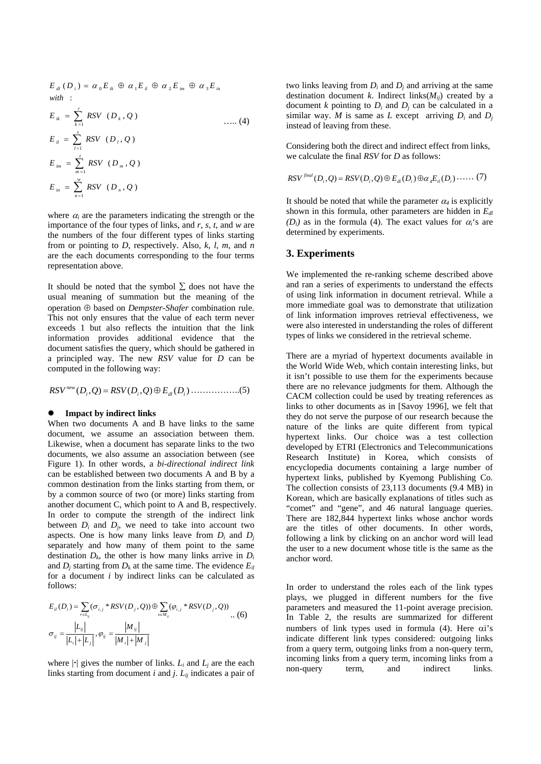$$E_{dl}(D_i) = \alpha_0 E_{ik} \oplus \alpha_1 E_{il} \oplus \alpha_2 E_{im} \oplus \alpha_3 E_{in}$$

*with* :

$$E_{ik} = \sum_{k=1}^{r} RSV(D_k, Q)$$

$$E_{il} = \sum_{l=1}^{s} RSV(D_l, Q) \quad \text{….. (4)}$$

$$E_{im} = \sum_{m=1}^{t} RSV(D_m, Q)$$

$$E_{in} = \sum_{n=1}^{w} RSV(D_n, Q)$$

where $\alpha_i$ are the parameters indicating the strength or the importance of the four types of links, and $r$, $s$, $t$, and $w$ are the numbers of the four different types of links starting from or pointing to $D$, respectively. Also, $k$, $l$, $m$, and $n$ are the each documents corresponding to the four terms representation above.

It should be noted that the symbol $\Sigma$ does not have the usual meaning of summation but the meaning of the operation $\oplus$ based on *Dempster-Shafer* combination rule. This not only ensures that the value of each term never exceeds 1 but also reflects the intuition that the link information provides additional evidence that the document satisfies the query, which should be gathered in a principled way. The new *RSV* value for *D* can be computed in the following way:

$$RSV^{new}(D_i, Q) = RSV(D_i, Q) \oplus E_{dl}(D_i) \quad \text{……………..(5)}$$

- **Impact by indirect links**

When two documents A and B have links to the same document, we assume an association between them. Likewise, when a document has separate links to the two documents, we also assume an association between (see Figure 1). In other words, a *bi-directional indirect link* can be established between two documents A and B by a common destination from the links starting from them, or by a common source of two (or more) links starting from another document C, which point to A and B, respectively. In order to compute the strength of the indirect link between $D_i$ and $D_j$, we need to take into account two aspects. One is how many links leave from $D_i$ and $D_j$ separately and how many of them point to the same destination $D_k$, the other is how many links arrive in $D_i$ and $D_j$ starting from $D_k$ at the same time. The evidence $E_{il}$ for a document $i$ by indirect links can be calculated as follows:

$$E_{il}(D_i) = \sum_{r \in L_{ij}} (\sigma_{i,j} * RSV(D_j, Q)) \oplus \sum_{s \in M_{ij}} (\varphi_{i,j} * RSV(D_j, Q)) \quad \text{.. (6)}$$

$$\sigma_{ij} = \frac{|L_{ij}|}{|L_i| + |L_j|}, \varphi_{ij} = \frac{|M_{ij}|}{|M_i| + |M_j|}$$

where $|\cdot|$ gives the number of links. $L_i$ and $L_j$ are the each links starting from document $i$ and $j$. $L_{ij}$ indicates a pair of two links leaving from $D_i$ and $D_j$ and arriving at the same destination document $k$. Indirect links($M_{ij}$) created by a document $k$ pointing to $D_i$ and $D_j$ can be calculated in a similar way. $M$ is same as $L$ except arriving $D_i$ and $D_j$ instead of leaving from these.

Considering both the direct and indirect effect from links, we calculate the final *RSV* for *D* as follows:

$$RSV^{final}(D_i, Q) = RSV(D_i, Q) \oplus E_{dl}(D_i) \oplus \alpha_4 E_{il}(D_i) \quad \text{…… (7)}$$

It should be noted that while the parameter $\alpha_4$ is explicitly shown in this formula, other parameters are hidden in $E_{dl}(D_i)$ as in the formula (4). The exact values for $\alpha_i$'s are determined by experiments.

## 3. Experiments

We implemented the re-ranking scheme described above and ran a series of experiments to understand the effects of using link information in document retrieval. While a more immediate goal was to demonstrate that utilization of link information improves retrieval effectiveness, we were also interested in understanding the roles of different types of links we considered in the retrieval scheme.

There are a myriad of hypertext documents available in the World Wide Web, which contain interesting links, but it isn't possible to use them for the experiments because there are no relevance judgments for them. Although the CACM collection could be used by treating references as links to other documents as in [Savoy 1996], we felt that they do not serve the purpose of our research because the nature of the links are quite different from typical hypertext links. Our choice was a test collection developed by ETRI (Electronics and Telecommunications Research Institute) in Korea, which consists of encyclopedia documents containing a large number of hypertext links, published by Kyemong Publishing Co. The collection consists of 23,113 documents (9.4 MB) in Korean, which are basically explanations of titles such as "comet" and "gene", and 46 natural language queries. There are 182,844 hypertext links whose anchor words are the titles of other documents. In other words, following a link by clicking on an anchor word will lead the user to a new document whose title is the same as the anchor word.

In order to understand the roles each of the link types plays, we plugged in different numbers for the five parameters and measured the 11-point average precision. In Table 2, the results are summarized for different numbers of link types used in formula (4). Here $\alpha$i's indicate different link types considered: outgoing links from a query term, outgoing links from a non-query term, incoming links from a query term, incoming links from a non-query term, and indirect links.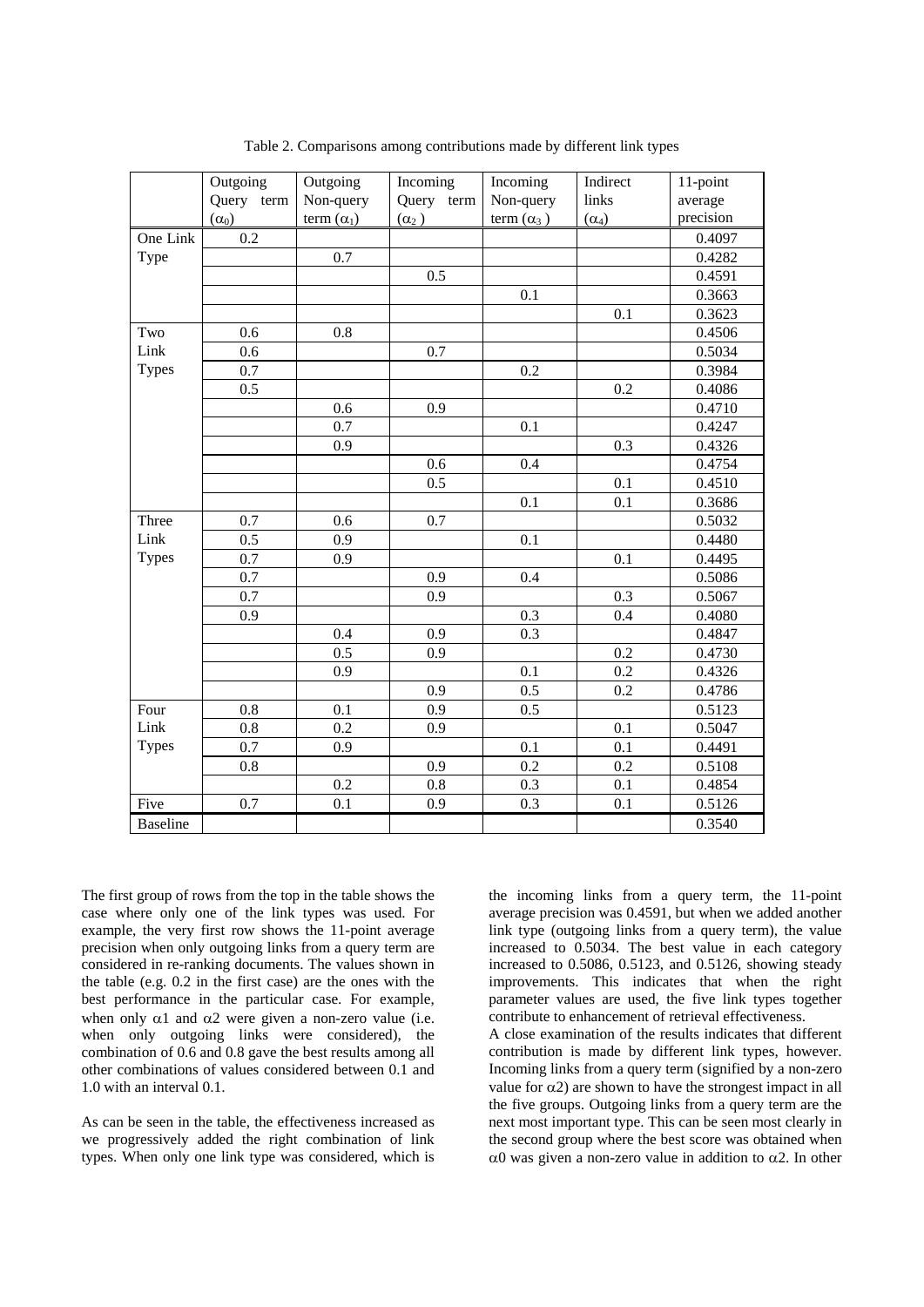Table 2. Comparisons among contributions made by different link types

| | Outgoing Query term ($\alpha_0$) | Outgoing Non-query term ($\alpha_1$) | Incoming Query term ($\alpha_2$) | Incoming Non-query term ($\alpha_3$) | Indirect links ($\alpha_4$) | 11-point average precision |
|---|---|---|---|---|---|---|
| One Link Type | 0.2 | | | | | 0.4097 |
| | | 0.7 | | | | 0.4282 |
| | | | 0.5 | | | 0.4591 |
| | | | | 0.1 | | 0.3663 |
| | | | | | 0.1 | 0.3623 |
| Two Link Types | 0.6 | 0.8 | | | | 0.4506 |
| | 0.6 | | 0.7 | | | 0.5034 |
| | 0.7 | | | 0.2 | | 0.3984 |
| | 0.5 | | | | 0.2 | 0.4086 |
| | | 0.6 | 0.9 | | | 0.4710 |
| | | 0.7 | | 0.1 | | 0.4247 |
| | | 0.9 | | | 0.3 | 0.4326 |
| | | | 0.6 | 0.4 | | 0.4754 |
| | | | 0.5 | | 0.1 | 0.4510 |
| | | | | 0.1 | 0.1 | 0.3686 |
| Three Link Types | 0.7 | 0.6 | 0.7 | | | 0.5032 |
| | 0.5 | 0.9 | | 0.1 | | 0.4480 |
| | 0.7 | 0.9 | | | 0.1 | 0.4495 |
| | 0.7 | | 0.9 | 0.4 | | 0.5086 |
| | 0.7 | | 0.9 | | 0.3 | 0.5067 |
| | 0.9 | | | 0.3 | 0.4 | 0.4080 |
| | | 0.4 | 0.9 | 0.3 | | 0.4847 |
| | | 0.5 | 0.9 | | 0.2 | 0.4730 |
| | | 0.9 | | 0.1 | 0.2 | 0.4326 |
| | | | 0.9 | 0.5 | 0.2 | 0.4786 |
| Four Link Types | 0.8 | 0.1 | 0.9 | 0.5 | | 0.5123 |
| | 0.8 | 0.2 | 0.9 | | 0.1 | 0.5047 |
| | 0.7 | 0.9 | | 0.1 | 0.1 | 0.4491 |
| | 0.8 | | 0.9 | 0.2 | 0.2 | 0.5108 |
| | | 0.2 | 0.8 | 0.3 | 0.1 | 0.4854 |
| Five | 0.7 | 0.1 | 0.9 | 0.3 | 0.1 | 0.5126 |
| Baseline | | | | | | 0.3540 |

The first group of rows from the top in the table shows the case where only one of the link types was used. For example, the very first row shows the 11-point average precision when only outgoing links from a query term are considered in re-ranking documents. The values shown in the table (e.g. 0.2 in the first case) are the ones with the best performance in the particular case. For example, when only $\alpha 1$ and $\alpha 2$ were given a non-zero value (i.e. when only outgoing links were considered), the combination of 0.6 and 0.8 gave the best results among all other combinations of values considered between 0.1 and 1.0 with an interval 0.1.

As can be seen in the table, the effectiveness increased as we progressively added the right combination of link types. When only one link type was considered, which is the incoming links from a query term, the 11-point average precision was 0.4591, but when we added another link type (outgoing links from a query term), the value increased to 0.5034. The best value in each category increased to 0.5086, 0.5123, and 0.5126, showing steady improvements. This indicates that when the right parameter values are used, the five link types together contribute to enhancement of retrieval effectiveness.

A close examination of the results indicates that different contribution is made by different link types, however. Incoming links from a query term (signified by a non-zero value for $\alpha 2$) are shown to have the strongest impact in all the five groups. Outgoing links from a query term are the next most important type. This can be seen most clearly in the second group where the best score was obtained when $\alpha 0$ was given a non-zero value in addition to $\alpha 2$. In other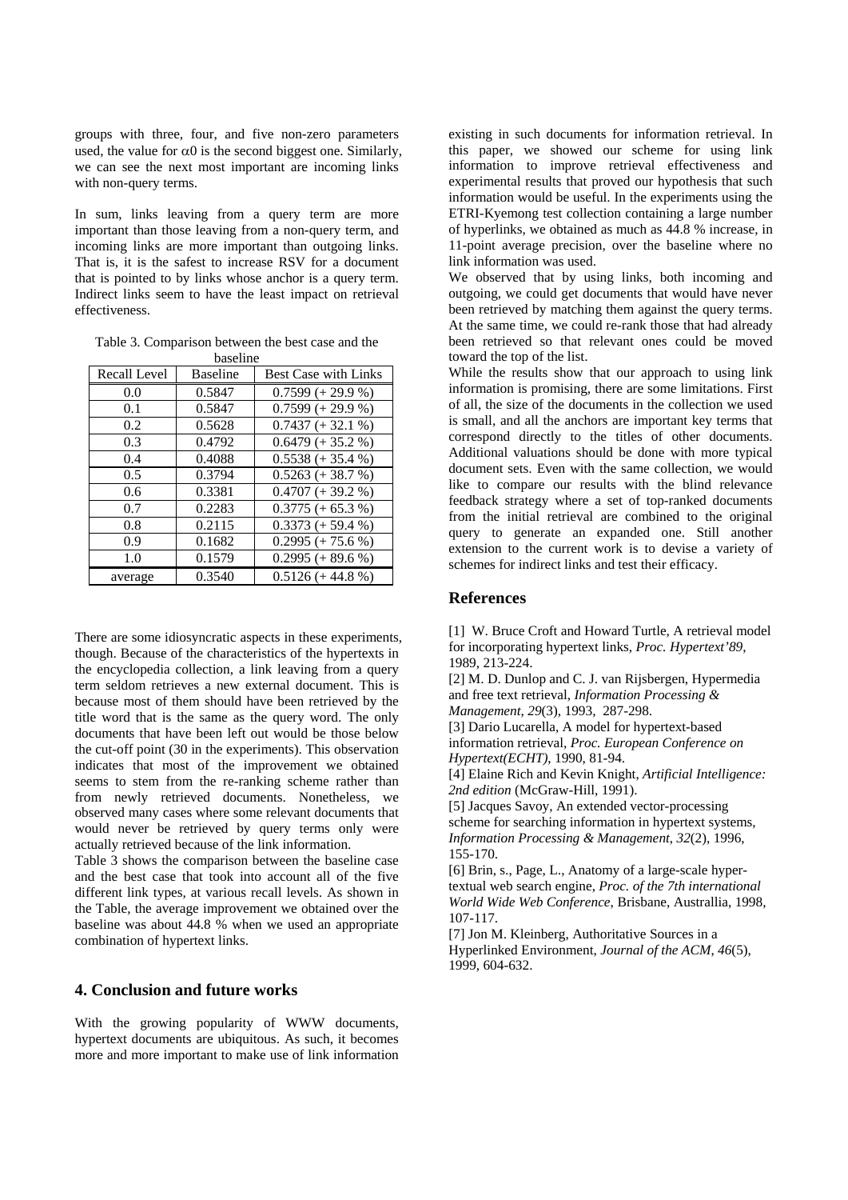groups with three, four, and five non-zero parameters used, the value for $\alpha 0$ is the second biggest one. Similarly, we can see the next most important are incoming links with non-query terms.

In sum, links leaving from a query term are more important than those leaving from a non-query term, and incoming links are more important than outgoing links. That is, it is the safest to increase RSV for a document that is pointed to by links whose anchor is a query term. Indirect links seem to have the least impact on retrieval effectiveness.

Table 3. Comparison between the best case and the baseline

| Recall Level | Baseline | Best Case with Links |
|---|---|---|
| 0.0 | 0.5847 | 0.7599 (+ 29.9 %) |
| 0.1 | 0.5847 | 0.7599 (+ 29.9 %) |
| 0.2 | 0.5628 | 0.7437 (+ 32.1 %) |
| 0.3 | 0.4792 | 0.6479 (+ 35.2 %) |
| 0.4 | 0.4088 | 0.5538 (+ 35.4 %) |
| 0.5 | 0.3794 | 0.5263 (+ 38.7 %) |
| 0.6 | 0.3381 | 0.4707 (+ 39.2 %) |
| 0.7 | 0.2283 | 0.3775 (+ 65.3 %) |
| 0.8 | 0.2115 | 0.3373 (+ 59.4 %) |
| 0.9 | 0.1682 | 0.2995 (+ 75.6 %) |
| 1.0 | 0.1579 | 0.2995 (+ 89.6 %) |
| average | 0.3540 | 0.5126 (+ 44.8 %) |

There are some idiosyncratic aspects in these experiments, though. Because of the characteristics of the hypertexts in the encyclopedia collection, a link leaving from a query term seldom retrieves a new external document. This is because most of them should have been retrieved by the title word that is the same as the query word. The only documents that have been left out would be those below the cut-off point (30 in the experiments). This observation indicates that most of the improvement we obtained seems to stem from the re-ranking scheme rather than from newly retrieved documents. Nonetheless, we observed many cases where some relevant documents that would never be retrieved by query terms only were actually retrieved because of the link information.

Table 3 shows the comparison between the baseline case and the best case that took into account all of the five different link types, at various recall levels. As shown in the Table, the average improvement we obtained over the baseline was about 44.8 % when we used an appropriate combination of hypertext links.

## 4. Conclusion and future works

With the growing popularity of WWW documents, hypertext documents are ubiquitous. As such, it becomes more and more important to make use of link information existing in such documents for information retrieval. In this paper, we showed our scheme for using link information to improve retrieval effectiveness and experimental results that proved our hypothesis that such information would be useful. In the experiments using the ETRI-Kyemong test collection containing a large number of hyperlinks, we obtained as much as 44.8 % increase, in 11-point average precision, over the baseline where no link information was used.

We observed that by using links, both incoming and outgoing, we could get documents that would have never been retrieved by matching them against the query terms. At the same time, we could re-rank those that had already been retrieved so that relevant ones could be moved toward the top of the list.

While the results show that our approach to using link information is promising, there are some limitations. First of all, the size of the documents in the collection we used is small, and all the anchors are important key terms that correspond directly to the titles of other documents. Additional valuations should be done with more typical document sets. Even with the same collection, we would like to compare our results with the blind relevance feedback strategy where a set of top-ranked documents from the initial retrieval are combined to the original query to generate an expanded one. Still another extension to the current work is to devise a variety of schemes for indirect links and test their efficacy.

## References

[1] W. Bruce Croft and Howard Turtle, A retrieval model for incorporating hypertext links, *Proc. Hypertext'89*, 1989, 213-224.

[2] M. D. Dunlop and C. J. van Rijsbergen, Hypermedia and free text retrieval, *Information Processing & Management*, *29*(3), 1993, 287-298.

[3] Dario Lucarella, A model for hypertext-based information retrieval, *Proc. European Conference on Hypertext(ECHT)*, 1990, 81-94.

[4] Elaine Rich and Kevin Knight, *Artificial Intelligence: 2nd edition* (McGraw-Hill, 1991).

[5] Jacques Savoy, An extended vector-processing scheme for searching information in hypertext systems, *Information Processing & Management*, *32*(2), 1996, 155-170.

[6] Brin, s., Page, L., Anatomy of a large-scale hyper-textual web search engine, *Proc. of the 7th international World Wide Web Conference*, Brisbane, Australlia, 1998, 107-117.

[7] Jon M. Kleinberg, Authoritative Sources in a Hyperlinked Environment, *Journal of the ACM*, *46*(5), 1999, 604-632.